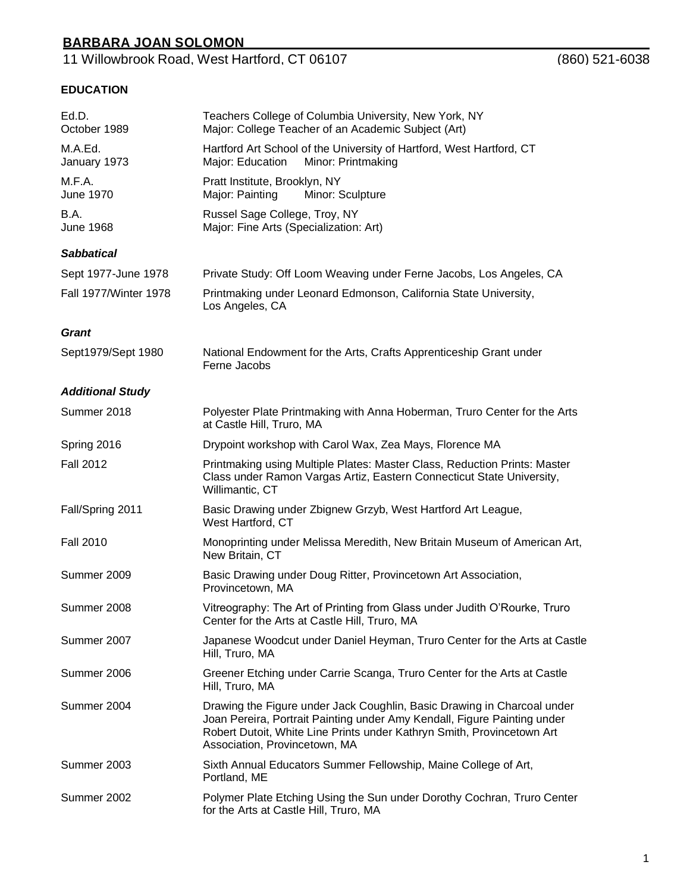# BARBARA JOAN SOLOMON

11 Willowbrook Road, West Hartford, CT 06107 (860) 521-6038

## EDUCATION

| | |
|---|---|
| Ed.D.<br>October 1989 | Teachers College of Columbia University, New York, NY<br>Major: College Teacher of an Academic Subject (Art) |
| M.A.Ed.<br>January 1973 | Hartford Art School of the University of Hartford, West Hartford, CT<br>Major: Education Minor: Printmaking |
| M.F.A.<br>June 1970 | Pratt Institute, Brooklyn, NY<br>Major: Painting Minor: Sculpture |
| B.A.<br>June 1968 | Russel Sage College, Troy, NY<br>Major: Fine Arts (Specialization: Art) |

### *Sabbatical*

| | |
|---|---|
| Sept 1977-June 1978 | Private Study: Off Loom Weaving under Ferne Jacobs, Los Angeles, CA |
| Fall 1977/Winter 1978 | Printmaking under Leonard Edmonson, California State University, Los Angeles, CA |

### *Grant*

| | |
|---|---|
| Sept1979/Sept 1980 | National Endowment for the Arts, Crafts Apprenticeship Grant under Ferne Jacobs |

### *Additional Study*

| | |
|---|---|
| Summer 2018 | Polyester Plate Printmaking with Anna Hoberman, Truro Center for the Arts at Castle Hill, Truro, MA |
| Spring 2016 | Drypoint workshop with Carol Wax, Zea Mays, Florence MA |
| Fall 2012 | Printmaking using Multiple Plates: Master Class, Reduction Prints: Master Class under Ramon Vargas Artiz, Eastern Connecticut State University, Willimantic, CT |
| Fall/Spring 2011 | Basic Drawing under Zbignew Grzyb, West Hartford Art League, West Hartford, CT |
| Fall 2010 | Monoprinting under Melissa Meredith, New Britain Museum of American Art, New Britain, CT |
| Summer 2009 | Basic Drawing under Doug Ritter, Provincetown Art Association, Provincetown, MA |
| Summer 2008 | Vitreography: The Art of Printing from Glass under Judith O'Rourke, Truro Center for the Arts at Castle Hill, Truro, MA |
| Summer 2007 | Japanese Woodcut under Daniel Heyman, Truro Center for the Arts at Castle Hill, Truro, MA |
| Summer 2006 | Greener Etching under Carrie Scanga, Truro Center for the Arts at Castle Hill, Truro, MA |
| Summer 2004 | Drawing the Figure under Jack Coughlin, Basic Drawing in Charcoal under Joan Pereira, Portrait Painting under Amy Kendall, Figure Painting under Robert Dutoit, White Line Prints under Kathryn Smith, Provincetown Art Association, Provincetown, MA |
| Summer 2003 | Sixth Annual Educators Summer Fellowship, Maine College of Art, Portland, ME |
| Summer 2002 | Polymer Plate Etching Using the Sun under Dorothy Cochran, Truro Center for the Arts at Castle Hill, Truro, MA |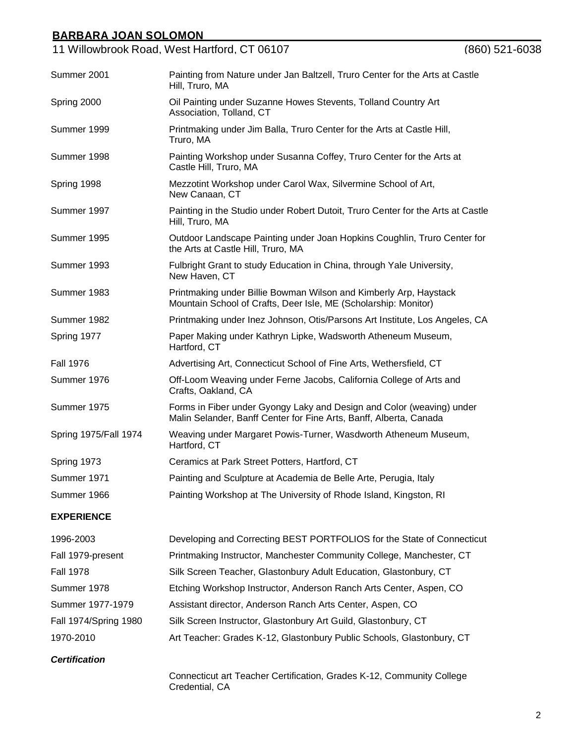| | |
|---|---|
| Summer 2001 | Painting from Nature under Jan Baltzell, Truro Center for the Arts at Castle Hill, Truro, MA |
| Spring 2000 | Oil Painting under Suzanne Howes Stevents, Tolland Country Art Association, Tolland, CT |
| Summer 1999 | Printmaking under Jim Balla, Truro Center for the Arts at Castle Hill, Truro, MA |
| Summer 1998 | Painting Workshop under Susanna Coffey, Truro Center for the Arts at Castle Hill, Truro, MA |
| Spring 1998 | Mezzotint Workshop under Carol Wax, Silvermine School of Art, New Canaan, CT |
| Summer 1997 | Painting in the Studio under Robert Dutoit, Truro Center for the Arts at Castle Hill, Truro, MA |
| Summer 1995 | Outdoor Landscape Painting under Joan Hopkins Coughlin, Truro Center for the Arts at Castle Hill, Truro, MA |
| Summer 1993 | Fulbright Grant to study Education in China, through Yale University, New Haven, CT |
| Summer 1983 | Printmaking under Billie Bowman Wilson and Kimberly Arp, Haystack Mountain School of Crafts, Deer Isle, ME (Scholarship: Monitor) |
| Summer 1982 | Printmaking under Inez Johnson, Otis/Parsons Art Institute, Los Angeles, CA |
| Spring 1977 | Paper Making under Kathryn Lipke, Wadsworth Atheneum Museum, Hartford, CT |
| Fall 1976 | Advertising Art, Connecticut School of Fine Arts, Wethersfield, CT |
| Summer 1976 | Off-Loom Weaving under Ferne Jacobs, California College of Arts and Crafts, Oakland, CA |
| Summer 1975 | Forms in Fiber under Gyongy Laky and Design and Color (weaving) under Malin Selander, Banff Center for Fine Arts, Banff, Alberta, Canada |
| Spring 1975/Fall 1974 | Weaving under Margaret Powis-Turner, Wasdworth Atheneum Museum, Hartford, CT |
| Spring 1973 | Ceramics at Park Street Potters, Hartford, CT |
| Summer 1971 | Painting and Sculpture at Academia de Belle Arte, Perugia, Italy |
| Summer 1966 | Painting Workshop at The University of Rhode Island, Kingston, RI |

## EXPERIENCE

| | |
|---|---|
| 1996-2003 | Developing and Correcting BEST PORTFOLIOS for the State of Connecticut |
| Fall 1979-present | Printmaking Instructor, Manchester Community College, Manchester, CT |
| Fall 1978 | Silk Screen Teacher, Glastonbury Adult Education, Glastonbury, CT |
| Summer 1978 | Etching Workshop Instructor, Anderson Ranch Arts Center, Aspen, CO |
| Summer 1977-1979 | Assistant director, Anderson Ranch Arts Center, Aspen, CO |
| Fall 1974/Spring 1980 | Silk Screen Instructor, Glastonbury Art Guild, Glastonbury, CT |
| 1970-2010 | Art Teacher: Grades K-12, Glastonbury Public Schools, Glastonbury, CT |

### *Certification*

Connecticut art Teacher Certification, Grades K-12, Community College Credential, CA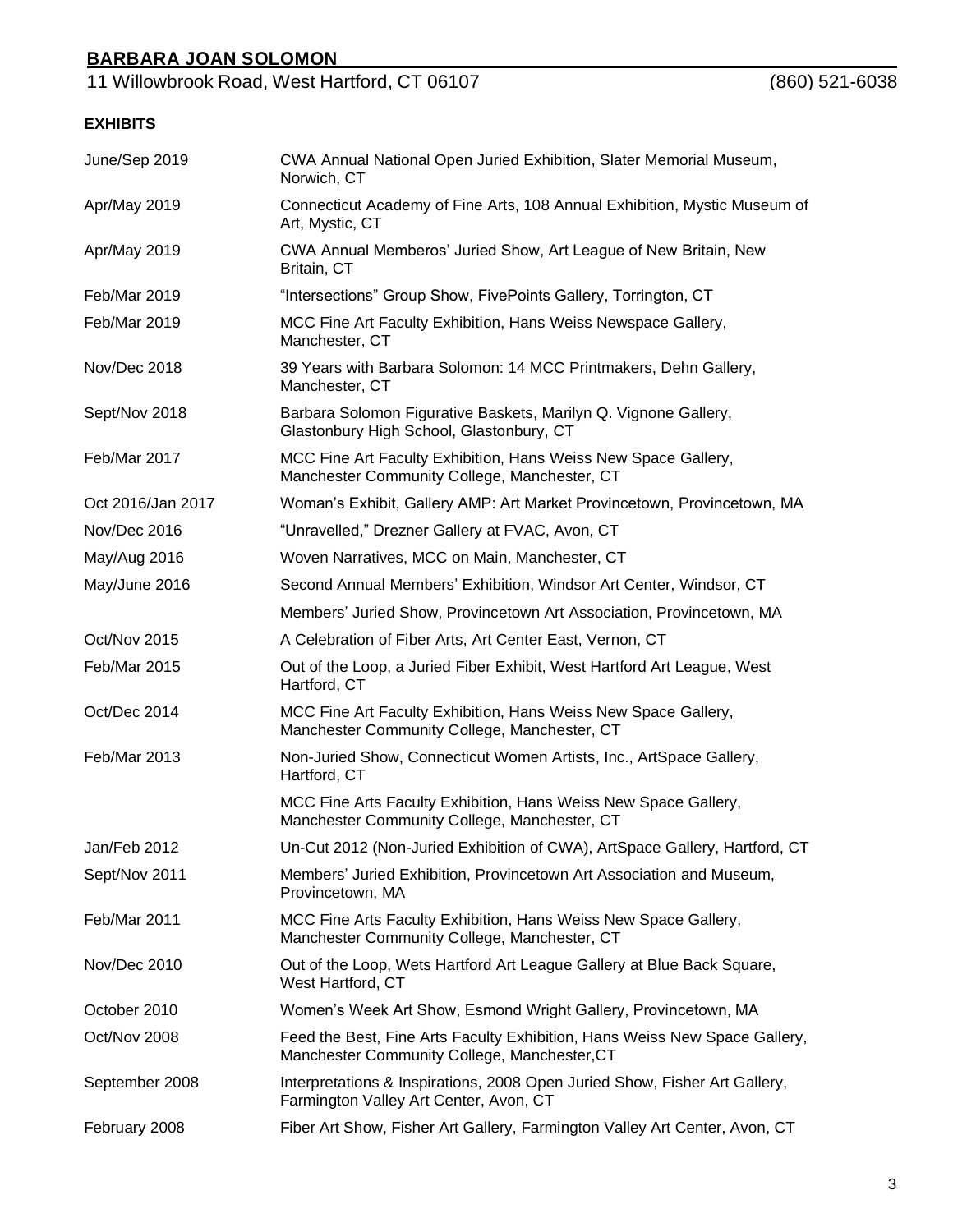**BARBARA JOAN SOLOMON**

11 Willowbrook Road, West Hartford, CT 06107 (860) 521-6038

**EXHIBITS**

| | |
|---|---|
| June/Sep 2019 | CWA Annual National Open Juried Exhibition, Slater Memorial Museum, Norwich, CT |
| Apr/May 2019 | Connecticut Academy of Fine Arts, 108 Annual Exhibition, Mystic Museum of Art, Mystic, CT |
| Apr/May 2019 | CWA Annual Memberos' Juried Show, Art League of New Britain, New Britain, CT |
| Feb/Mar 2019 | "Intersections" Group Show, FivePoints Gallery, Torrington, CT |
| Feb/Mar 2019 | MCC Fine Art Faculty Exhibition, Hans Weiss Newspace Gallery, Manchester, CT |
| Nov/Dec 2018 | 39 Years with Barbara Solomon: 14 MCC Printmakers, Dehn Gallery, Manchester, CT |
| Sept/Nov 2018 | Barbara Solomon Figurative Baskets, Marilyn Q. Vignone Gallery, Glastonbury High School, Glastonbury, CT |
| Feb/Mar 2017 | MCC Fine Art Faculty Exhibition, Hans Weiss New Space Gallery, Manchester Community College, Manchester, CT |
| Oct 2016/Jan 2017 | Woman's Exhibit, Gallery AMP: Art Market Provincetown, Provincetown, MA |
| Nov/Dec 2016 | "Unravelled," Drezner Gallery at FVAC, Avon, CT |
| May/Aug 2016 | Woven Narratives, MCC on Main, Manchester, CT |
| May/June 2016 | Second Annual Members' Exhibition, Windsor Art Center, Windsor, CT |
| | Members' Juried Show, Provincetown Art Association, Provincetown, MA |
| Oct/Nov 2015 | A Celebration of Fiber Arts, Art Center East, Vernon, CT |
| Feb/Mar 2015 | Out of the Loop, a Juried Fiber Exhibit, West Hartford Art League, West Hartford, CT |
| Oct/Dec 2014 | MCC Fine Art Faculty Exhibition, Hans Weiss New Space Gallery, Manchester Community College, Manchester, CT |
| Feb/Mar 2013 | Non-Juried Show, Connecticut Women Artists, Inc., ArtSpace Gallery, Hartford, CT |
| | MCC Fine Arts Faculty Exhibition, Hans Weiss New Space Gallery, Manchester Community College, Manchester, CT |
| Jan/Feb 2012 | Un-Cut 2012 (Non-Juried Exhibition of CWA), ArtSpace Gallery, Hartford, CT |
| Sept/Nov 2011 | Members' Juried Exhibition, Provincetown Art Association and Museum, Provincetown, MA |
| Feb/Mar 2011 | MCC Fine Arts Faculty Exhibition, Hans Weiss New Space Gallery, Manchester Community College, Manchester, CT |
| Nov/Dec 2010 | Out of the Loop, Wets Hartford Art League Gallery at Blue Back Square, West Hartford, CT |
| October 2010 | Women's Week Art Show, Esmond Wright Gallery, Provincetown, MA |
| Oct/Nov 2008 | Feed the Best, Fine Arts Faculty Exhibition, Hans Weiss New Space Gallery, Manchester Community College, Manchester,CT |
| September 2008 | Interpretations & Inspirations, 2008 Open Juried Show, Fisher Art Gallery, Farmington Valley Art Center, Avon, CT |
| February 2008 | Fiber Art Show, Fisher Art Gallery, Farmington Valley Art Center, Avon, CT |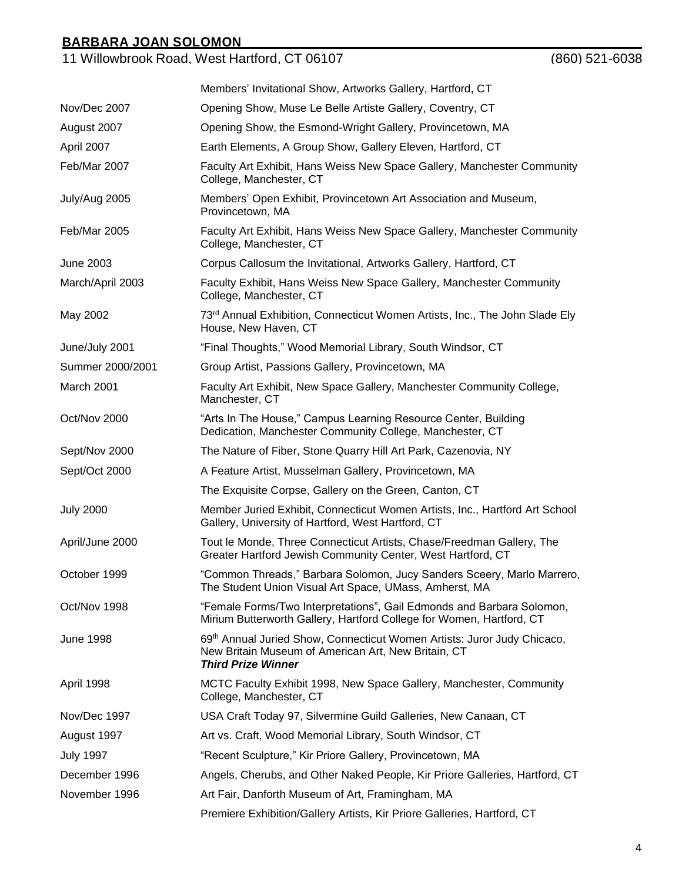| | |
|---|---|
| | Members' Invitational Show, Artworks Gallery, Hartford, CT |
| Nov/Dec 2007 | Opening Show, Muse Le Belle Artiste Gallery, Coventry, CT |
| August 2007 | Opening Show, the Esmond-Wright Gallery, Provincetown, MA |
| April 2007 | Earth Elements, A Group Show, Gallery Eleven, Hartford, CT |
| Feb/Mar 2007 | Faculty Art Exhibit, Hans Weiss New Space Gallery, Manchester Community College, Manchester, CT |
| July/Aug 2005 | Members' Open Exhibit, Provincetown Art Association and Museum, Provincetown, MA |
| Feb/Mar 2005 | Faculty Art Exhibit, Hans Weiss New Space Gallery, Manchester Community College, Manchester, CT |
| June 2003 | Corpus Callosum the Invitational, Artworks Gallery, Hartford, CT |
| March/April 2003 | Faculty Exhibit, Hans Weiss New Space Gallery, Manchester Community College, Manchester, CT |
| May 2002 | 73rd Annual Exhibition, Connecticut Women Artists, Inc., The John Slade Ely House, New Haven, CT |
| June/July 2001 | "Final Thoughts," Wood Memorial Library, South Windsor, CT |
| Summer 2000/2001 | Group Artist, Passions Gallery, Provincetown, MA |
| March 2001 | Faculty Art Exhibit, New Space Gallery, Manchester Community College, Manchester, CT |
| Oct/Nov 2000 | "Arts In The House," Campus Learning Resource Center, Building Dedication, Manchester Community College, Manchester, CT |
| Sept/Nov 2000 | The Nature of Fiber, Stone Quarry Hill Art Park, Cazenovia, NY |
| Sept/Oct 2000 | A Feature Artist, Musselman Gallery, Provincetown, MA |
| | The Exquisite Corpse, Gallery on the Green, Canton, CT |
| July 2000 | Member Juried Exhibit, Connecticut Women Artists, Inc., Hartford Art School Gallery, University of Hartford, West Hartford, CT |
| April/June 2000 | Tout le Monde, Three Connecticut Artists, Chase/Freedman Gallery, The Greater Hartford Jewish Community Center, West Hartford, CT |
| October 1999 | "Common Threads," Barbara Solomon, Jucy Sanders Sceery, Marlo Marrero, The Student Union Visual Art Space, UMass, Amherst, MA |
| Oct/Nov 1998 | "Female Forms/Two Interpretations", Gail Edmonds and Barbara Solomon, Mirium Butterworth Gallery, Hartford College for Women, Hartford, CT |
| June 1998 | 69th Annual Juried Show, Connecticut Women Artists: Juror Judy Chicaco, New Britain Museum of American Art, New Britain, CT ***Third Prize Winner*** |
| April 1998 | MCTC Faculty Exhibit 1998, New Space Gallery, Manchester, Community College, Manchester, CT |
| Nov/Dec 1997 | USA Craft Today 97, Silvermine Guild Galleries, New Canaan, CT |
| August 1997 | Art vs. Craft, Wood Memorial Library, South Windsor, CT |
| July 1997 | "Recent Sculpture," Kir Priore Gallery, Provincetown, MA |
| December 1996 | Angels, Cherubs, and Other Naked People, Kir Priore Galleries, Hartford, CT |
| November 1996 | Art Fair, Danforth Museum of Art, Framingham, MA |
| | Premiere Exhibition/Gallery Artists, Kir Priore Galleries, Hartford, CT |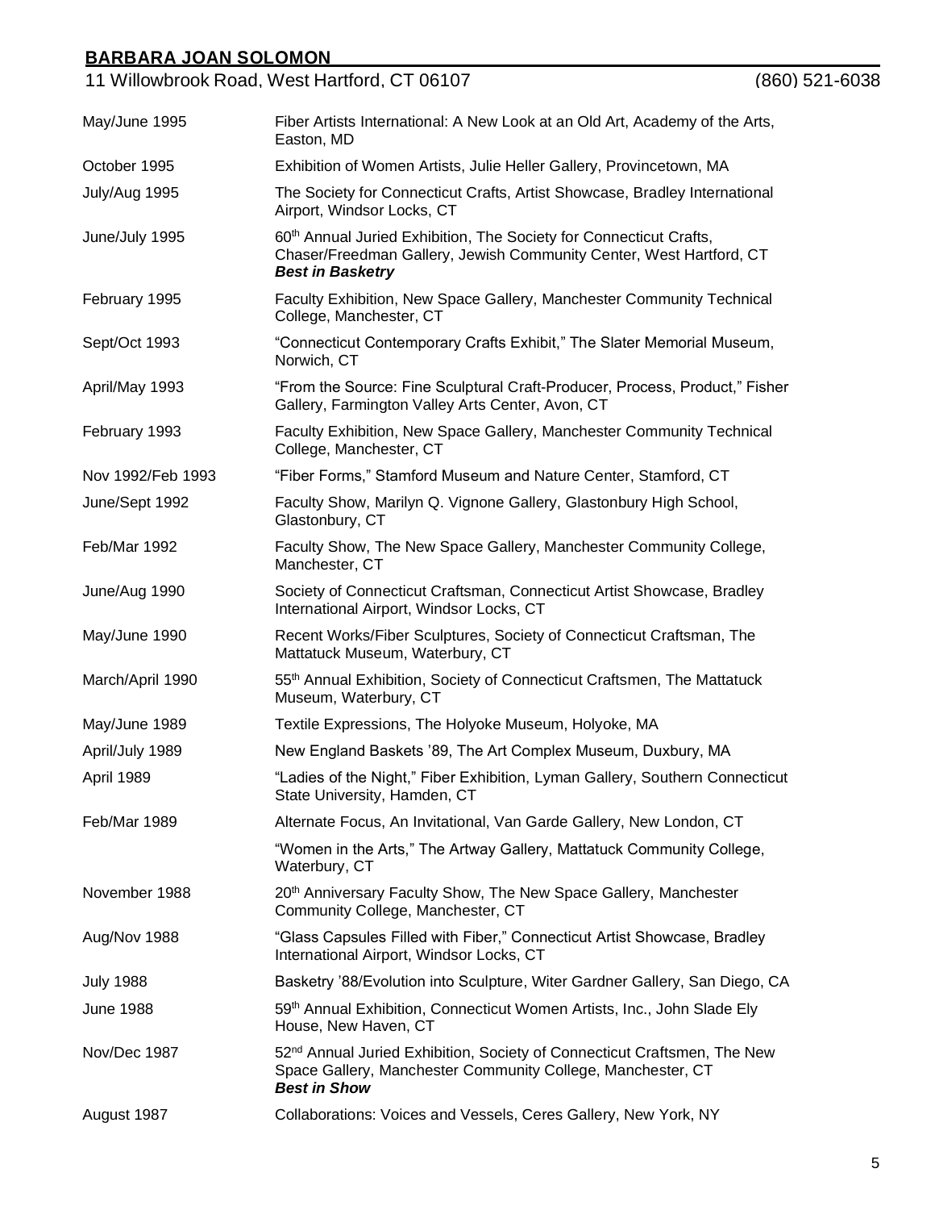| | |
|---|---|
| May/June 1995 | Fiber Artists International: A New Look at an Old Art, Academy of the Arts, Easton, MD |
| October 1995 | Exhibition of Women Artists, Julie Heller Gallery, Provincetown, MA |
| July/Aug 1995 | The Society for Connecticut Crafts, Artist Showcase, Bradley International Airport, Windsor Locks, CT |
| June/July 1995 | 60th Annual Juried Exhibition, The Society for Connecticut Crafts, Chaser/Freedman Gallery, Jewish Community Center, West Hartford, CT ***Best in Basketry*** |
| February 1995 | Faculty Exhibition, New Space Gallery, Manchester Community Technical College, Manchester, CT |
| Sept/Oct 1993 | "Connecticut Contemporary Crafts Exhibit," The Slater Memorial Museum, Norwich, CT |
| April/May 1993 | "From the Source: Fine Sculptural Craft-Producer, Process, Product," Fisher Gallery, Farmington Valley Arts Center, Avon, CT |
| February 1993 | Faculty Exhibition, New Space Gallery, Manchester Community Technical College, Manchester, CT |
| Nov 1992/Feb 1993 | "Fiber Forms," Stamford Museum and Nature Center, Stamford, CT |
| June/Sept 1992 | Faculty Show, Marilyn Q. Vignone Gallery, Glastonbury High School, Glastonbury, CT |
| Feb/Mar 1992 | Faculty Show, The New Space Gallery, Manchester Community College, Manchester, CT |
| June/Aug 1990 | Society of Connecticut Craftsman, Connecticut Artist Showcase, Bradley International Airport, Windsor Locks, CT |
| May/June 1990 | Recent Works/Fiber Sculptures, Society of Connecticut Craftsman, The Mattatuck Museum, Waterbury, CT |
| March/April 1990 | 55th Annual Exhibition, Society of Connecticut Craftsmen, The Mattatuck Museum, Waterbury, CT |
| May/June 1989 | Textile Expressions, The Holyoke Museum, Holyoke, MA |
| April/July 1989 | New England Baskets '89, The Art Complex Museum, Duxbury, MA |
| April 1989 | "Ladies of the Night," Fiber Exhibition, Lyman Gallery, Southern Connecticut State University, Hamden, CT |
| Feb/Mar 1989 | Alternate Focus, An Invitational, Van Garde Gallery, New London, CT |
| | "Women in the Arts," The Artway Gallery, Mattatuck Community College, Waterbury, CT |
| November 1988 | 20th Anniversary Faculty Show, The New Space Gallery, Manchester Community College, Manchester, CT |
| Aug/Nov 1988 | "Glass Capsules Filled with Fiber," Connecticut Artist Showcase, Bradley International Airport, Windsor Locks, CT |
| July 1988 | Basketry '88/Evolution into Sculpture, Witer Gardner Gallery, San Diego, CA |
| June 1988 | 59th Annual Exhibition, Connecticut Women Artists, Inc., John Slade Ely House, New Haven, CT |
| Nov/Dec 1987 | 52nd Annual Juried Exhibition, Society of Connecticut Craftsmen, The New Space Gallery, Manchester Community College, Manchester, CT ***Best in Show*** |
| August 1987 | Collaborations: Voices and Vessels, Ceres Gallery, New York, NY |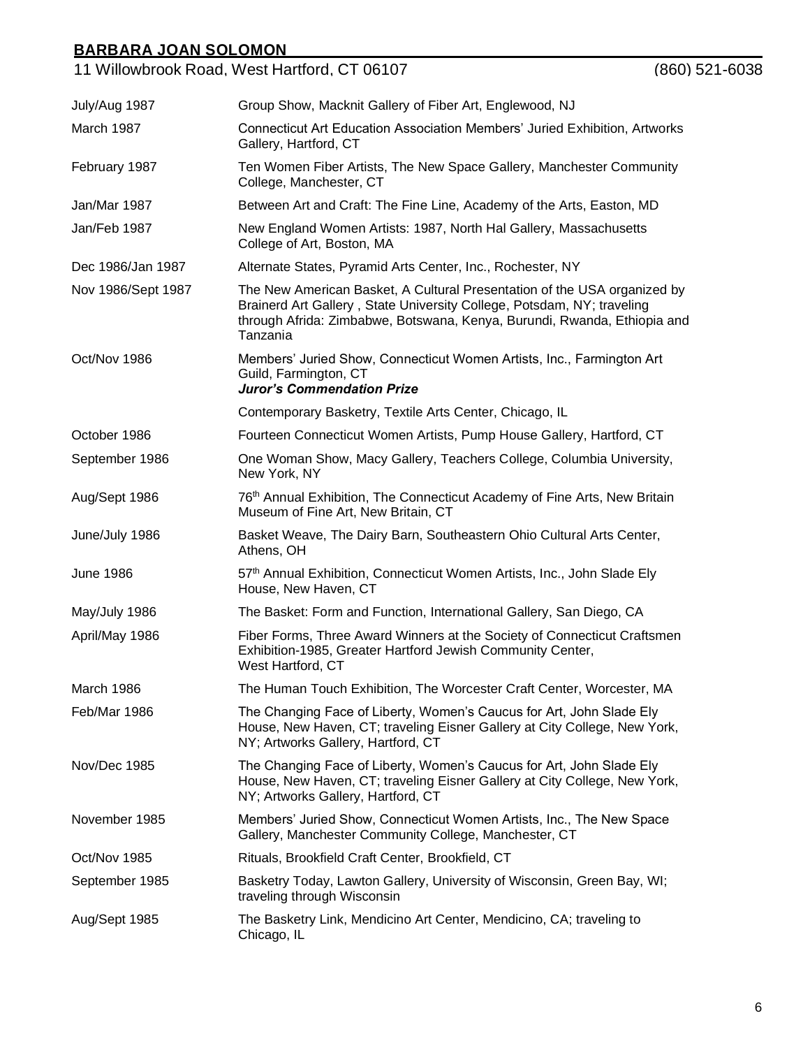| | |
|---|---|
| July/Aug 1987 | Group Show, Macknit Gallery of Fiber Art, Englewood, NJ |
| March 1987 | Connecticut Art Education Association Members' Juried Exhibition, Artworks Gallery, Hartford, CT |
| February 1987 | Ten Women Fiber Artists, The New Space Gallery, Manchester Community College, Manchester, CT |
| Jan/Mar 1987 | Between Art and Craft: The Fine Line, Academy of the Arts, Easton, MD |
| Jan/Feb 1987 | New England Women Artists: 1987, North Hal Gallery, Massachusetts College of Art, Boston, MA |
| Dec 1986/Jan 1987 | Alternate States, Pyramid Arts Center, Inc., Rochester, NY |
| Nov 1986/Sept 1987 | The New American Basket, A Cultural Presentation of the USA organized by Brainerd Art Gallery , State University College, Potsdam, NY; traveling through Afrida: Zimbabwe, Botswana, Kenya, Burundi, Rwanda, Ethiopia and Tanzania |
| Oct/Nov 1986 | Members' Juried Show, Connecticut Women Artists, Inc., Farmington Art Guild, Farmington, CT ***Juror's Commendation Prize*** |
| | Contemporary Basketry, Textile Arts Center, Chicago, IL |
| October 1986 | Fourteen Connecticut Women Artists, Pump House Gallery, Hartford, CT |
| September 1986 | One Woman Show, Macy Gallery, Teachers College, Columbia University, New York, NY |
| Aug/Sept 1986 | 76th Annual Exhibition, The Connecticut Academy of Fine Arts, New Britain Museum of Fine Art, New Britain, CT |
| June/July 1986 | Basket Weave, The Dairy Barn, Southeastern Ohio Cultural Arts Center, Athens, OH |
| June 1986 | 57th Annual Exhibition, Connecticut Women Artists, Inc., John Slade Ely House, New Haven, CT |
| May/July 1986 | The Basket: Form and Function, International Gallery, San Diego, CA |
| April/May 1986 | Fiber Forms, Three Award Winners at the Society of Connecticut Craftsmen Exhibition-1985, Greater Hartford Jewish Community Center, West Hartford, CT |
| March 1986 | The Human Touch Exhibition, The Worcester Craft Center, Worcester, MA |
| Feb/Mar 1986 | The Changing Face of Liberty, Women's Caucus for Art, John Slade Ely House, New Haven, CT; traveling Eisner Gallery at City College, New York, NY; Artworks Gallery, Hartford, CT |
| Nov/Dec 1985 | The Changing Face of Liberty, Women's Caucus for Art, John Slade Ely House, New Haven, CT; traveling Eisner Gallery at City College, New York, NY; Artworks Gallery, Hartford, CT |
| November 1985 | Members' Juried Show, Connecticut Women Artists, Inc., The New Space Gallery, Manchester Community College, Manchester, CT |
| Oct/Nov 1985 | Rituals, Brookfield Craft Center, Brookfield, CT |
| September 1985 | Basketry Today, Lawton Gallery, University of Wisconsin, Green Bay, WI; traveling through Wisconsin |
| Aug/Sept 1985 | The Basketry Link, Mendicino Art Center, Mendicino, CA; traveling to Chicago, IL |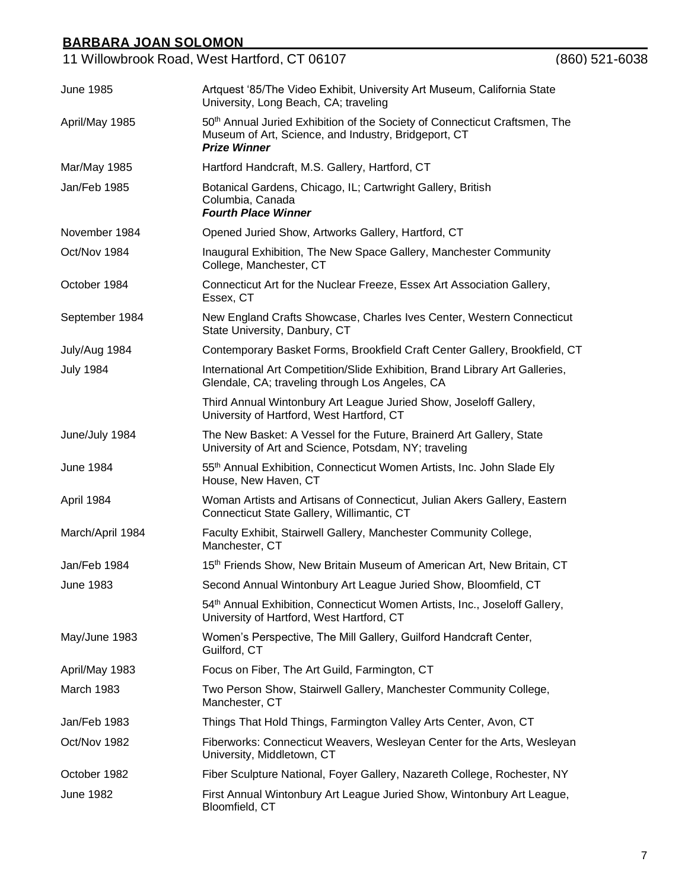| | |
|---|---|
| June 1985 | Artquest '85/The Video Exhibit, University Art Museum, California State University, Long Beach, CA; traveling |
| April/May 1985 | 50th Annual Juried Exhibition of the Society of Connecticut Craftsmen, The Museum of Art, Science, and Industry, Bridgeport, CT ***Prize Winner*** |
| Mar/May 1985 | Hartford Handcraft, M.S. Gallery, Hartford, CT |
| Jan/Feb 1985 | Botanical Gardens, Chicago, IL; Cartwright Gallery, British Columbia, Canada ***Fourth Place Winner*** |
| November 1984 | Opened Juried Show, Artworks Gallery, Hartford, CT |
| Oct/Nov 1984 | Inaugural Exhibition, The New Space Gallery, Manchester Community College, Manchester, CT |
| October 1984 | Connecticut Art for the Nuclear Freeze, Essex Art Association Gallery, Essex, CT |
| September 1984 | New England Crafts Showcase, Charles Ives Center, Western Connecticut State University, Danbury, CT |
| July/Aug 1984 | Contemporary Basket Forms, Brookfield Craft Center Gallery, Brookfield, CT |
| July 1984 | International Art Competition/Slide Exhibition, Brand Library Art Galleries, Glendale, CA; traveling through Los Angeles, CA |
| | Third Annual Wintonbury Art League Juried Show, Joseloff Gallery, University of Hartford, West Hartford, CT |
| June/July 1984 | The New Basket: A Vessel for the Future, Brainerd Art Gallery, State University of Art and Science, Potsdam, NY; traveling |
| June 1984 | 55th Annual Exhibition, Connecticut Women Artists, Inc. John Slade Ely House, New Haven, CT |
| April 1984 | Woman Artists and Artisans of Connecticut, Julian Akers Gallery, Eastern Connecticut State Gallery, Willimantic, CT |
| March/April 1984 | Faculty Exhibit, Stairwell Gallery, Manchester Community College, Manchester, CT |
| Jan/Feb 1984 | 15th Friends Show, New Britain Museum of American Art, New Britain, CT |
| June 1983 | Second Annual Wintonbury Art League Juried Show, Bloomfield, CT |
| | 54th Annual Exhibition, Connecticut Women Artists, Inc., Joseloff Gallery, University of Hartford, West Hartford, CT |
| May/June 1983 | Women's Perspective, The Mill Gallery, Guilford Handcraft Center, Guilford, CT |
| April/May 1983 | Focus on Fiber, The Art Guild, Farmington, CT |
| March 1983 | Two Person Show, Stairwell Gallery, Manchester Community College, Manchester, CT |
| Jan/Feb 1983 | Things That Hold Things, Farmington Valley Arts Center, Avon, CT |
| Oct/Nov 1982 | Fiberworks: Connecticut Weavers, Wesleyan Center for the Arts, Wesleyan University, Middletown, CT |
| October 1982 | Fiber Sculpture National, Foyer Gallery, Nazareth College, Rochester, NY |
| June 1982 | First Annual Wintonbury Art League Juried Show, Wintonbury Art League, Bloomfield, CT |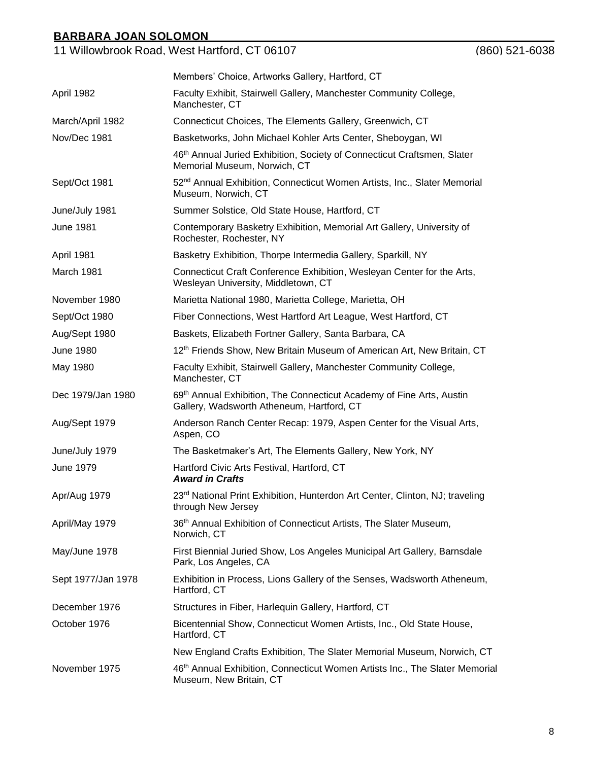| | |
|---|---|
| | Members' Choice, Artworks Gallery, Hartford, CT |
| April 1982 | Faculty Exhibit, Stairwell Gallery, Manchester Community College, Manchester, CT |
| March/April 1982 | Connecticut Choices, The Elements Gallery, Greenwich, CT |
| Nov/Dec 1981 | Basketworks, John Michael Kohler Arts Center, Sheboygan, WI |
| | 46th Annual Juried Exhibition, Society of Connecticut Craftsmen, Slater Memorial Museum, Norwich, CT |
| Sept/Oct 1981 | 52nd Annual Exhibition, Connecticut Women Artists, Inc., Slater Memorial Museum, Norwich, CT |
| June/July 1981 | Summer Solstice, Old State House, Hartford, CT |
| June 1981 | Contemporary Basketry Exhibition, Memorial Art Gallery, University of Rochester, Rochester, NY |
| April 1981 | Basketry Exhibition, Thorpe Intermedia Gallery, Sparkill, NY |
| March 1981 | Connecticut Craft Conference Exhibition, Wesleyan Center for the Arts, Wesleyan University, Middletown, CT |
| November 1980 | Marietta National 1980, Marietta College, Marietta, OH |
| Sept/Oct 1980 | Fiber Connections, West Hartford Art League, West Hartford, CT |
| Aug/Sept 1980 | Baskets, Elizabeth Fortner Gallery, Santa Barbara, CA |
| June 1980 | 12th Friends Show, New Britain Museum of American Art, New Britain, CT |
| May 1980 | Faculty Exhibit, Stairwell Gallery, Manchester Community College, Manchester, CT |
| Dec 1979/Jan 1980 | 69th Annual Exhibition, The Connecticut Academy of Fine Arts, Austin Gallery, Wadsworth Atheneum, Hartford, CT |
| Aug/Sept 1979 | Anderson Ranch Center Recap: 1979, Aspen Center for the Visual Arts, Aspen, CO |
| June/July 1979 | The Basketmaker's Art, The Elements Gallery, New York, NY |
| June 1979 | Hartford Civic Arts Festival, Hartford, CT<br>***Award in Crafts*** |
| Apr/Aug 1979 | 23rd National Print Exhibition, Hunterdon Art Center, Clinton, NJ; traveling through New Jersey |
| April/May 1979 | 36th Annual Exhibition of Connecticut Artists, The Slater Museum, Norwich, CT |
| May/June 1978 | First Biennial Juried Show, Los Angeles Municipal Art Gallery, Barnsdale Park, Los Angeles, CA |
| Sept 1977/Jan 1978 | Exhibition in Process, Lions Gallery of the Senses, Wadsworth Atheneum, Hartford, CT |
| December 1976 | Structures in Fiber, Harlequin Gallery, Hartford, CT |
| October 1976 | Bicentennial Show, Connecticut Women Artists, Inc., Old State House, Hartford, CT |
| | New England Crafts Exhibition, The Slater Memorial Museum, Norwich, CT |
| November 1975 | 46th Annual Exhibition, Connecticut Women Artists Inc., The Slater Memorial Museum, New Britain, CT |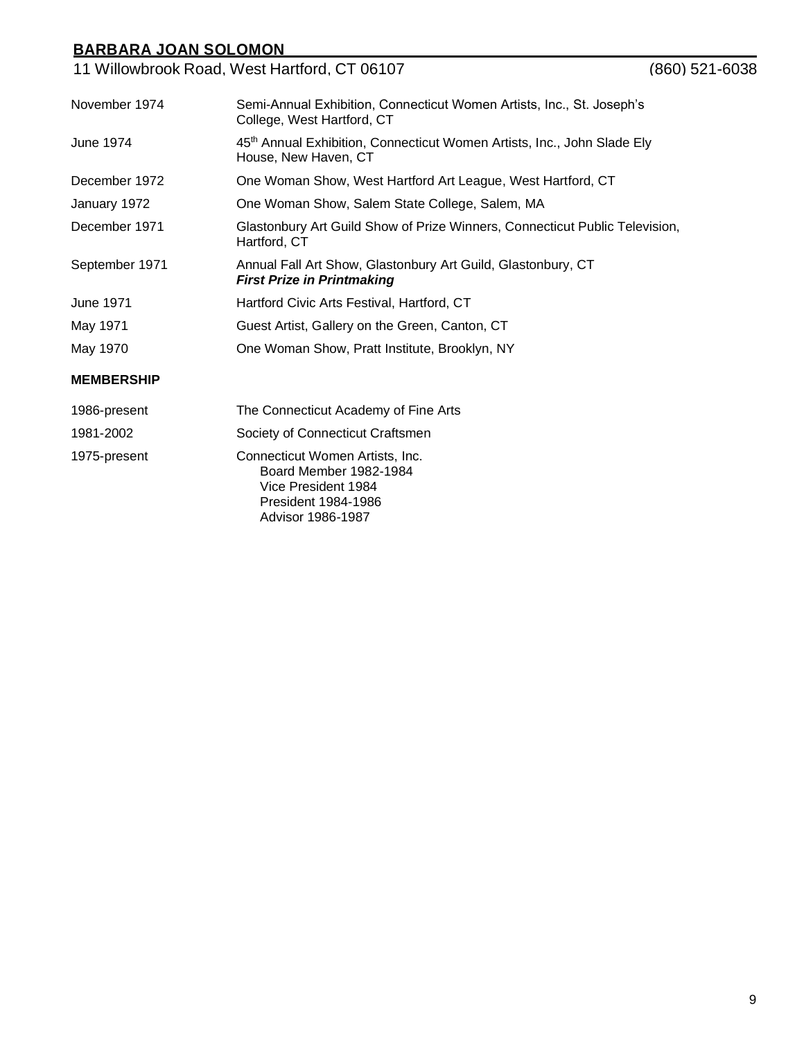| | |
|---|---|
| November 1974 | Semi-Annual Exhibition, Connecticut Women Artists, Inc., St. Joseph's College, West Hartford, CT |
| June 1974 | 45th Annual Exhibition, Connecticut Women Artists, Inc., John Slade Ely House, New Haven, CT |
| December 1972 | One Woman Show, West Hartford Art League, West Hartford, CT |
| January 1972 | One Woman Show, Salem State College, Salem, MA |
| December 1971 | Glastonbury Art Guild Show of Prize Winners, Connecticut Public Television, Hartford, CT |
| September 1971 | Annual Fall Art Show, Glastonbury Art Guild, Glastonbury, CT ***First Prize in Printmaking*** |
| June 1971 | Hartford Civic Arts Festival, Hartford, CT |
| May 1971 | Guest Artist, Gallery on the Green, Canton, CT |
| May 1970 | One Woman Show, Pratt Institute, Brooklyn, NY |

**MEMBERSHIP**

| | |
|---|---|
| 1986-present | The Connecticut Academy of Fine Arts |
| 1981-2002 | Society of Connecticut Craftsmen |
| 1975-present | Connecticut Women Artists, Inc.<br>Board Member 1982-1984<br>Vice President 1984<br>President 1984-1986<br>Advisor 1986-1987 |